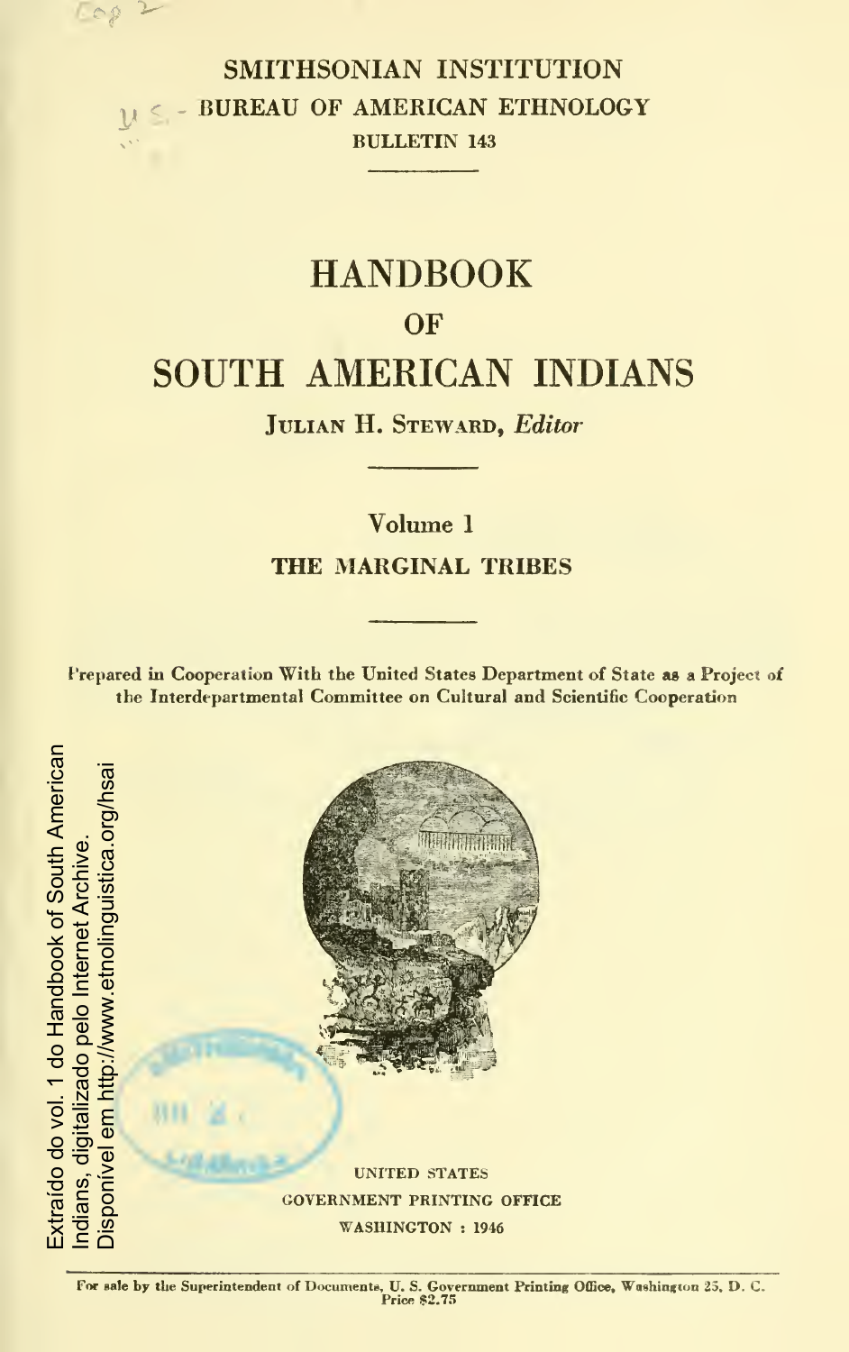SMITHSONIAN INSTITUTION

BUREAU OF AMERICAN ETHNOLOGY

BULLETIN 143

# HANDBOOK OF SOUTH AMERICAN INDIANS

JULIAN H. STEWARD, *Editor*

## Volume 1

## THE MARGINAL TRIBES

Prepared in Cooperation With the United States Department of State as a Project of the Interdepartmental Committee on Cultural and Scientific Cooperation

Extraído do vol. 1 do Handbook of South American Indians, digitalizado pelo Internet Archive. Disponível em http://www.etnolinguistica.org/hsai

UNITED STATES
GOVERNMENT PRINTING OFFICE
WASHINGTON : 1946

For sale by the Superintendent of Documents, U. S. Government Printing Office, Washington 25, D. C.
Price $2.75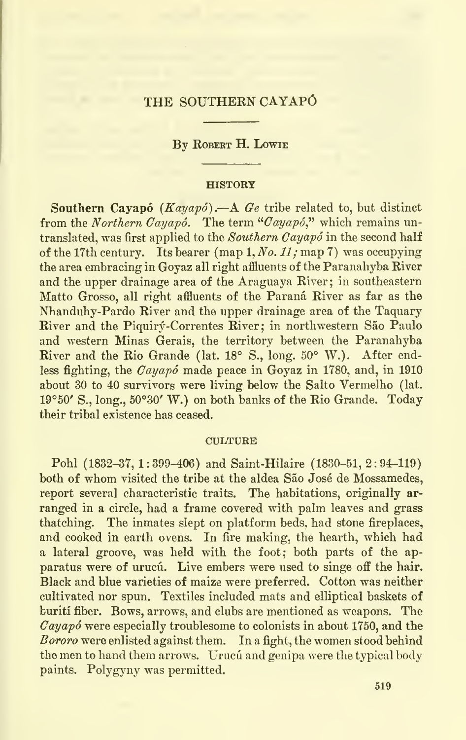# THE SOUTHERN CAYAPÓ

By Robert H. Lowie

## HISTORY

**Southern Cayapó** (*Kayapó*).—A *Ge* tribe related to, but distinct from the *Northern Cayapó.* The term "*Cayapó*," which remains untranslated, was first applied to the *Southern Cayapó* in the second half of the 17th century. Its bearer (map 1, *No. 11;* map 7) was occupying the area embracing in Goyaz all right affluents of the Paranahyba River and the upper drainage area of the Araguaya River; in southeastern Matto Grosso, all right affluents of the Paraná River as far as the Nhanduhy-Pardo River and the upper drainage area of the Taquary River and the Piquiry-Correntes River; in northwestern São Paulo and western Minas Gerais, the territory between the Paranahyba River and the Rio Grande (lat. 18° S., long. 50° W.). After endless fighting, the *Cayapó* made peace in Goyaz in 1780, and, in 1910 about 30 to 40 survivors were living below the Salto Vermelho (lat. 19°50′ S., long., 50°30′ W.) on both banks of the Rio Grande. Today their tribal existence has ceased.

## CULTURE

Pohl (1832–37, 1:399–406) and Saint-Hilaire (1830–51, 2:94–119) both of whom visited the tribe at the aldea São José de Mossamedes, report several characteristic traits. The habitations, originally arranged in a circle, had a frame covered with palm leaves and grass thatching. The inmates slept on platform beds, had stone fireplaces, and cooked in earth ovens. In fire making, the hearth, which had a lateral groove, was held with the foot; both parts of the apparatus were of urucú. Live embers were used to singe off the hair. Black and blue varieties of maize were preferred. Cotton was neither cultivated nor spun. Textiles included mats and elliptical baskets of burití fiber. Bows, arrows, and clubs are mentioned as weapons. The *Cayapó* were especially troublesome to colonists in about 1750, and the *Bororo* were enlisted against them. In a fight, the women stood behind the men to hand them arrows. Urucú and genipa were the typical body paints. Polygyny was permitted.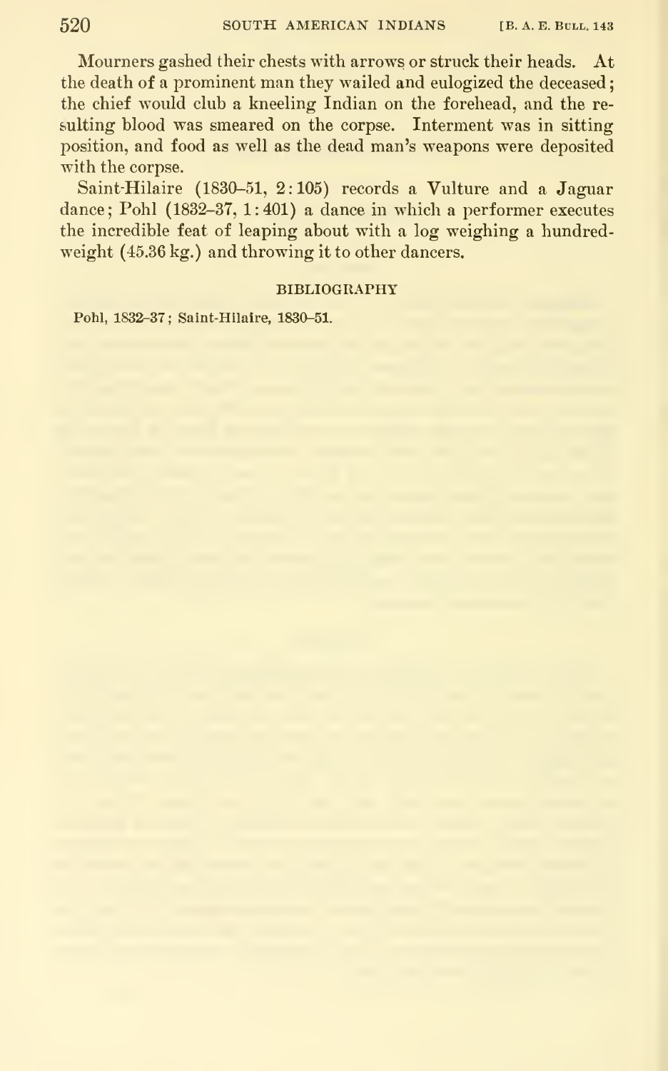Mourners gashed their chests with arrows or struck their heads. At the death of a prominent man they wailed and eulogized the deceased; the chief would club a kneeling Indian on the forehead, and the resulting blood was smeared on the corpse. Interment was in sitting position, and food as well as the dead man's weapons were deposited with the corpse.

Saint-Hilaire (1830–51, 2:105) records a Vulture and a Jaguar dance; Pohl (1832–37, 1:401) a dance in which a performer executes the incredible feat of leaping about with a log weighing a hundredweight (45.36 kg.) and throwing it to other dancers.

## BIBLIOGRAPHY

Pohl, 1832–37; Saint-Hilaire, 1830–51.